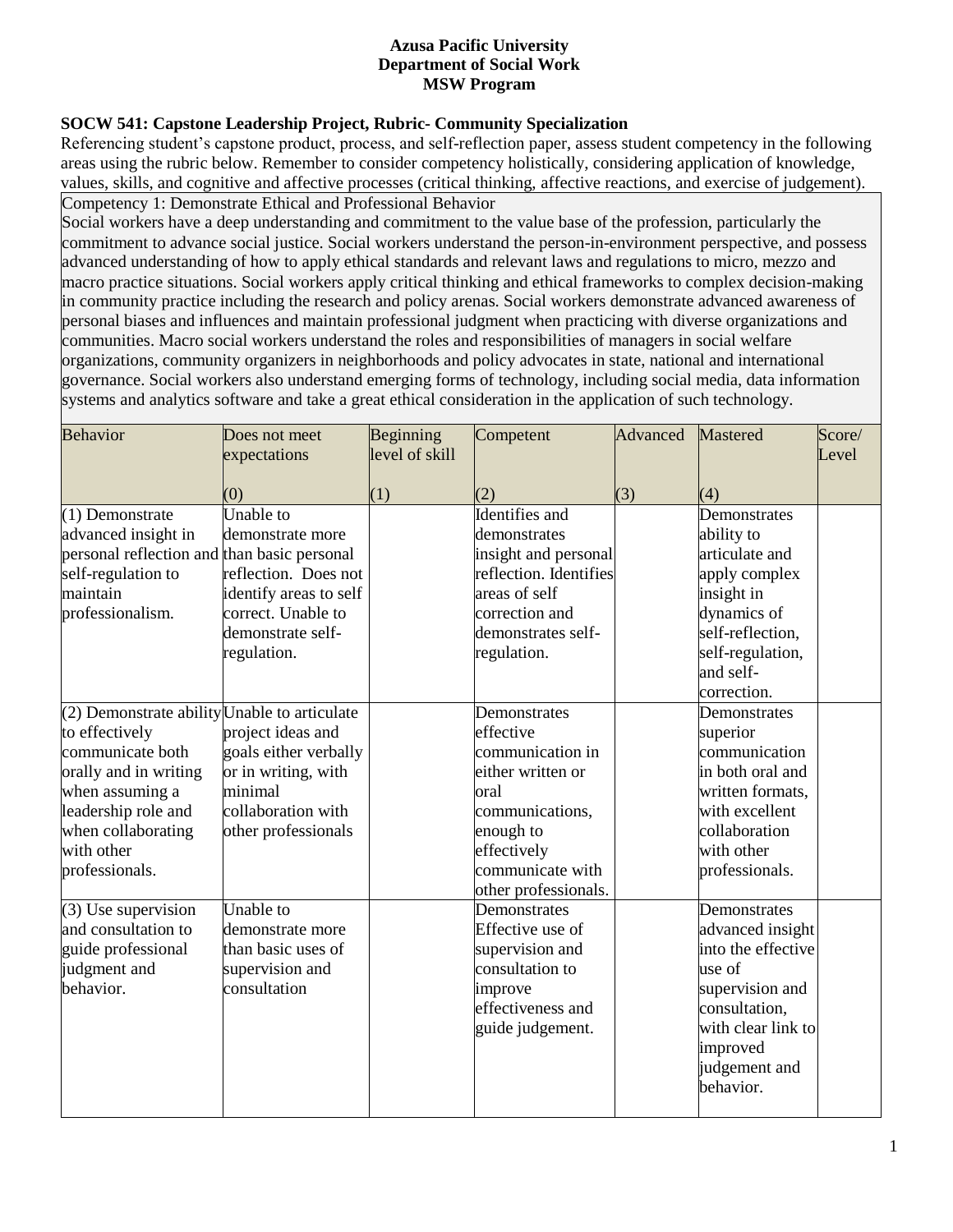**Azusa Pacific University**
**Department of Social Work**
**MSW Program**

**SOCW 541: Capstone Leadership Project, Rubric- Community Specialization**

Referencing student's capstone product, process, and self-reflection paper, assess student competency in the following areas using the rubric below. Remember to consider competency holistically, considering application of knowledge, values, skills, and cognitive and affective processes (critical thinking, affective reactions, and exercise of judgement).

Competency 1: Demonstrate Ethical and Professional Behavior

Social workers have a deep understanding and commitment to the value base of the profession, particularly the commitment to advance social justice. Social workers understand the person-in-environment perspective, and possess advanced understanding of how to apply ethical standards and relevant laws and regulations to micro, mezzo and macro practice situations. Social workers apply critical thinking and ethical frameworks to complex decision-making in community practice including the research and policy arenas. Social workers demonstrate advanced awareness of personal biases and influences and maintain professional judgment when practicing with diverse organizations and communities. Macro social workers understand the roles and responsibilities of managers in social welfare organizations, community organizers in neighborhoods and policy advocates in state, national and international governance. Social workers also understand emerging forms of technology, including social media, data information systems and analytics software and take a great ethical consideration in the application of such technology.

| Behavior | Does not meet expectations (0) | Beginning level of skill (1) | Competent (2) | Advanced (3) | Mastered (4) | Score/ Level |
|---|---|---|---|---|---|---|
| (1) Demonstrate advanced insight in personal reflection and self-regulation to maintain professionalism. | Unable to demonstrate more than basic personal reflection. Does not identify areas to self correct. Unable to demonstrate self-regulation. | | Identifies and demonstrates insight and personal reflection. Identifies areas of self correction and demonstrates self-regulation. | | Demonstrates ability to articulate and apply complex insight in dynamics of self-reflection, self-regulation, and self-correction. | |
| (2) Demonstrate ability to effectively communicate both orally and in writing when assuming a leadership role and when collaborating with other professionals. | Unable to articulate project ideas and goals either verbally or in writing, with minimal collaboration with other professionals | | Demonstrates effective communication in either written or oral communications, enough to effectively communicate with other professionals. | | Demonstrates superior communication in both oral and written formats, with excellent collaboration with other professionals. | |
| (3) Use supervision and consultation to guide professional judgment and behavior. | Unable to demonstrate more than basic uses of supervision and consultation | | Demonstrates Effective use of supervision and consultation to improve effectiveness and guide judgement. | | Demonstrates advanced insight into the effective use of supervision and consultation, with clear link to improved judgement and behavior. | |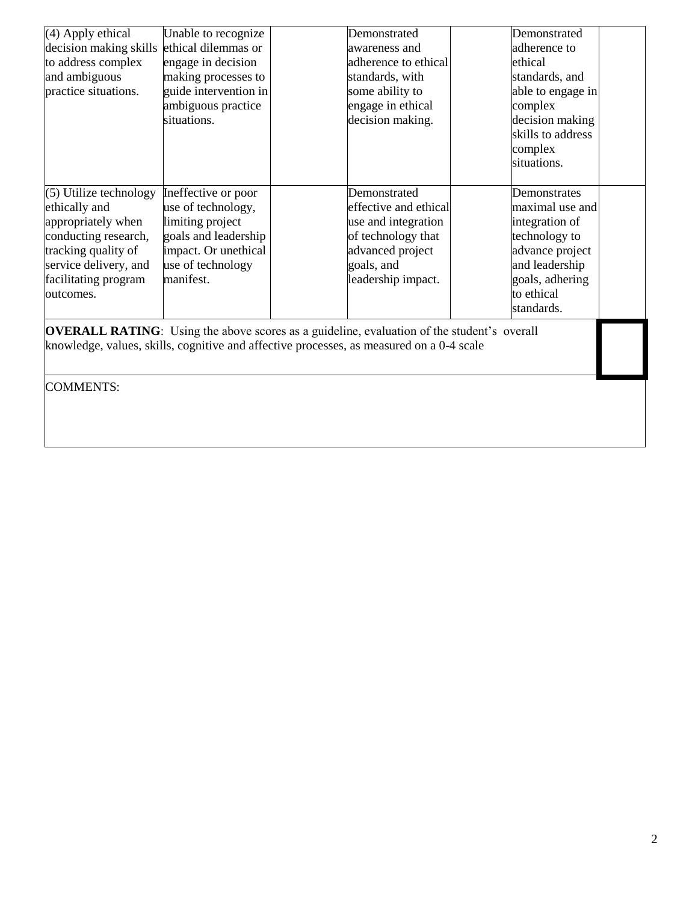| | | | | | | |
|---|---|---|---|---|---|---|
| (4) Apply ethical decision making skills to address complex and ambiguous practice situations. | Unable to recognize ethical dilemmas or engage in decision making processes to guide intervention in ambiguous practice situations. | | Demonstrated awareness and adherence to ethical standards, with some ability to engage in ethical decision making. | | Demonstrated adherence to ethical standards, and able to engage in complex decision making skills to address complex situations. | |
| (5) Utilize technology ethically and appropriately when conducting research, tracking quality of service delivery, and facilitating program outcomes. | Ineffective or poor use of technology, limiting project goals and leadership impact. Or unethical use of technology manifest. | | Demonstrated effective and ethical use and integration of technology that advanced project goals, and leadership impact. | | Demonstrates maximal use and integration of technology to advance project and leadership goals, adhering to ethical standards. | |

**OVERALL RATING**: Using the above scores as a guideline, evaluation of the student's overall knowledge, values, skills, cognitive and affective processes, as measured on a 0-4 scale

COMMENTS: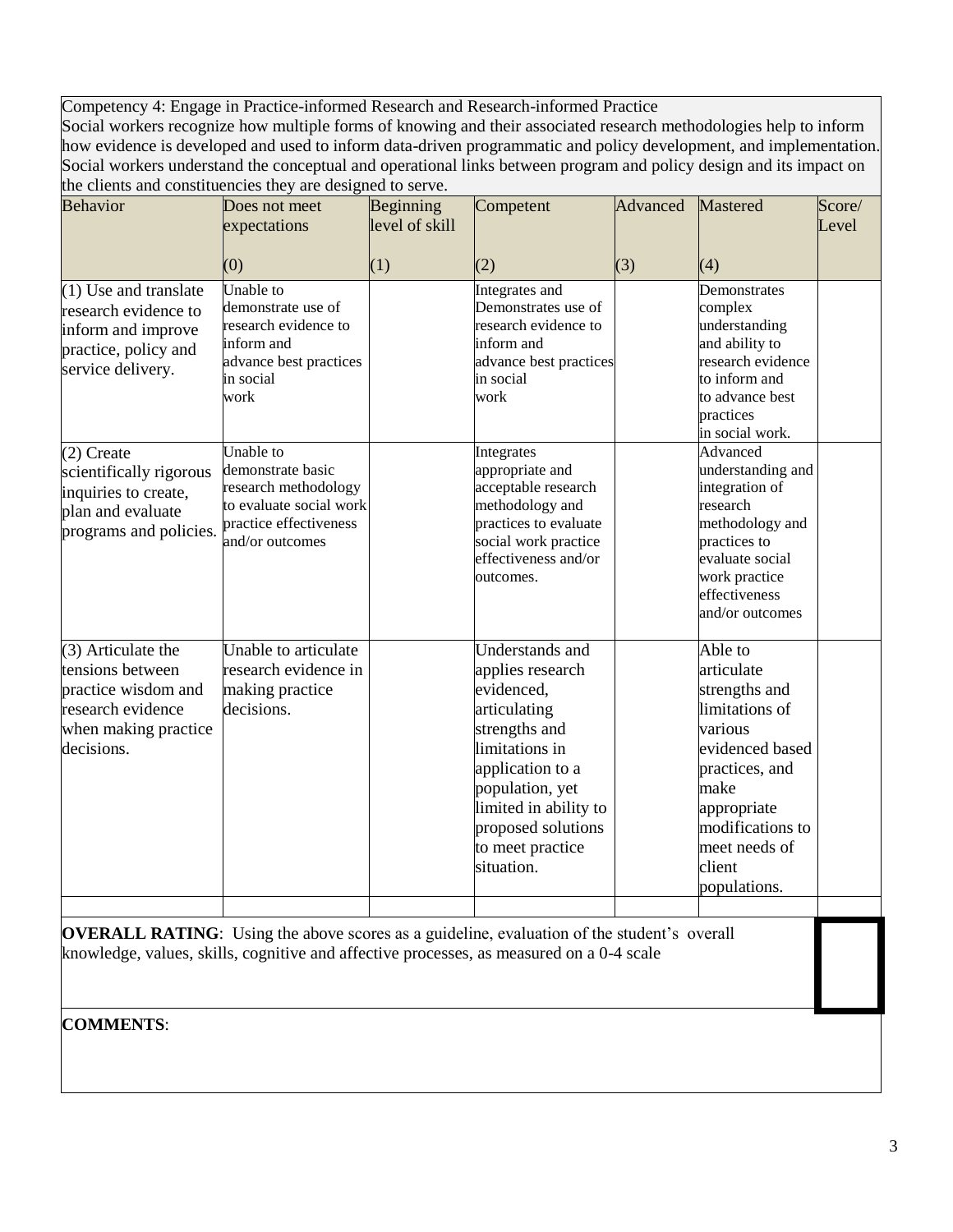Competency 4: Engage in Practice-informed Research and Research-informed Practice
Social workers recognize how multiple forms of knowing and their associated research methodologies help to inform how evidence is developed and used to inform data-driven programmatic and policy development, and implementation. Social workers understand the conceptual and operational links between program and policy design and its impact on the clients and constituencies they are designed to serve.

| Behavior | Does not meet expectations (0) | Beginning level of skill (1) | Competent (2) | Advanced (3) | Mastered (4) | Score/ Level |
|---|---|---|---|---|---|---|
| (1) Use and translate research evidence to inform and improve practice, policy and service delivery. | Unable to demonstrate use of research evidence to inform and advance best practices in social work | | Integrates and Demonstrates use of research evidence to inform and advance best practices in social work | | Demonstrates complex understanding and ability to research evidence to inform and to advance best practices in social work. | |
| (2) Create scientifically rigorous inquiries to create, plan and evaluate programs and policies. | Unable to demonstrate basic research methodology to evaluate social work practice effectiveness and/or outcomes | | Integrates appropriate and acceptable research methodology and practices to evaluate social work practice effectiveness and/or outcomes. | | Advanced understanding and integration of research methodology and practices to evaluate social work practice effectiveness and/or outcomes | |
| (3) Articulate the tensions between practice wisdom and research evidence when making practice decisions. | Unable to articulate research evidence in making practice decisions. | | Understands and applies research evidenced, articulating strengths and limitations in application to a population, yet limited in ability to proposed solutions to meet practice situation. | | Able to articulate strengths and limitations of various evidenced based practices, and make appropriate modifications to meet needs of client populations. | |
| | | | | | | |

**OVERALL RATING**: Using the above scores as a guideline, evaluation of the student's overall knowledge, values, skills, cognitive and affective processes, as measured on a 0-4 scale

**COMMENTS**: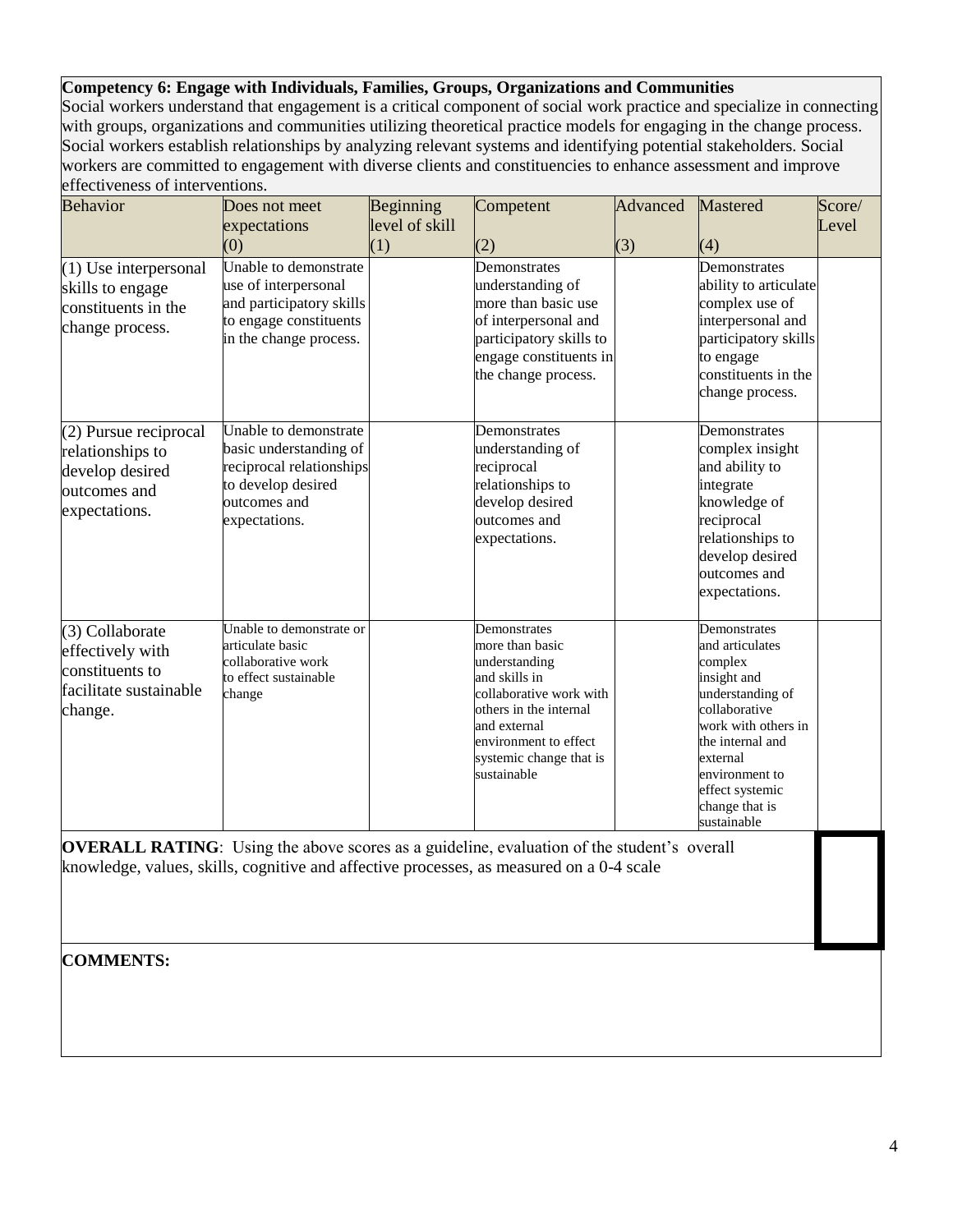**Competency 6: Engage with Individuals, Families, Groups, Organizations and Communities**

Social workers understand that engagement is a critical component of social work practice and specialize in connecting with groups, organizations and communities utilizing theoretical practice models for engaging in the change process. Social workers establish relationships by analyzing relevant systems and identifying potential stakeholders. Social workers are committed to engagement with diverse clients and constituencies to enhance assessment and improve effectiveness of interventions.

| Behavior | Does not meet expectations (0) | Beginning level of skill (1) | Competent (2) | Advanced (3) | Mastered (4) | Score/ Level |
|---|---|---|---|---|---|---|
| (1) Use interpersonal skills to engage constituents in the change process. | Unable to demonstrate use of interpersonal and participatory skills to engage constituents in the change process. | | Demonstrates understanding of more than basic use of interpersonal and participatory skills to engage constituents in the change process. | | Demonstrates ability to articulate complex use of interpersonal and participatory skills to engage constituents in the change process. | |
| (2) Pursue reciprocal relationships to develop desired outcomes and expectations. | Unable to demonstrate basic understanding of reciprocal relationships to develop desired outcomes and expectations. | | Demonstrates understanding of reciprocal relationships to develop desired outcomes and expectations. | | Demonstrates complex insight and ability to integrate knowledge of reciprocal relationships to develop desired outcomes and expectations. | |
| (3) Collaborate effectively with constituents to facilitate sustainable change. | Unable to demonstrate or articulate basic collaborative work to effect sustainable change | | Demonstrates more than basic understanding and skills in collaborative work with others in the internal and external environment to effect systemic change that is sustainable | | Demonstrates and articulates complex insight and understanding of collaborative work with others in the internal and external environment to effect systemic change that is sustainable | |

**OVERALL RATING**: Using the above scores as a guideline, evaluation of the student's overall knowledge, values, skills, cognitive and affective processes, as measured on a 0-4 scale

**COMMENTS:**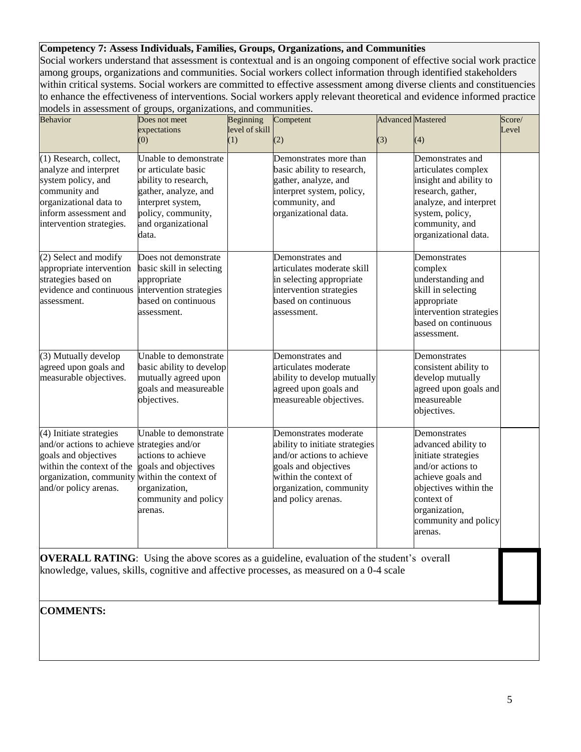**Competency 7: Assess Individuals, Families, Groups, Organizations, and Communities**

Social workers understand that assessment is contextual and is an ongoing component of effective social work practice among groups, organizations and communities. Social workers collect information through identified stakeholders within critical systems. Social workers are committed to effective assessment among diverse clients and constituencies to enhance the effectiveness of interventions. Social workers apply relevant theoretical and evidence informed practice models in assessment of groups, organizations, and communities.

| Behavior | Does not meet expectations (0) | Beginning level of skill (1) | Competent (2) | Advanced (3) | Mastered (4) | Score/ Level |
|---|---|---|---|---|---|---|
| (1) Research, collect, analyze and interpret system policy, and community and organizational data to inform assessment and intervention strategies. | Unable to demonstrate or articulate basic ability to research, gather, analyze, and interpret system, policy, community, and organizational data. | | Demonstrates more than basic ability to research, gather, analyze, and interpret system, policy, community, and organizational data. | | Demonstrates and articulates complex insight and ability to research, gather, analyze, and interpret system, policy, community, and organizational data. | |
| (2) Select and modify appropriate intervention strategies based on evidence and continuous assessment. | Does not demonstrate basic skill in selecting appropriate intervention strategies based on continuous assessment. | | Demonstrates and articulates moderate skill in selecting appropriate intervention strategies based on continuous assessment. | | Demonstrates complex understanding and skill in selecting appropriate intervention strategies based on continuous assessment. | |
| (3) Mutually develop agreed upon goals and measurable objectives. | Unable to demonstrate basic ability to develop mutually agreed upon goals and measureable objectives. | | Demonstrates and articulates moderate ability to develop mutually agreed upon goals and measureable objectives. | | Demonstrates consistent ability to develop mutually agreed upon goals and measureable objectives. | |
| (4) Initiate strategies and/or actions to achieve goals and objectives within the context of the organization, community and/or policy arenas. | Unable to demonstrate strategies and/or actions to achieve goals and objectives within the context of organization, community and policy arenas. | | Demonstrates moderate ability to initiate strategies and/or actions to achieve goals and objectives within the context of organization, community and policy arenas. | | Demonstrates advanced ability to initiate strategies and/or actions to achieve goals and objectives within the context of organization, community and policy arenas. | |

**OVERALL RATING**: Using the above scores as a guideline, evaluation of the student's overall knowledge, values, skills, cognitive and affective processes, as measured on a 0-4 scale

**COMMENTS:**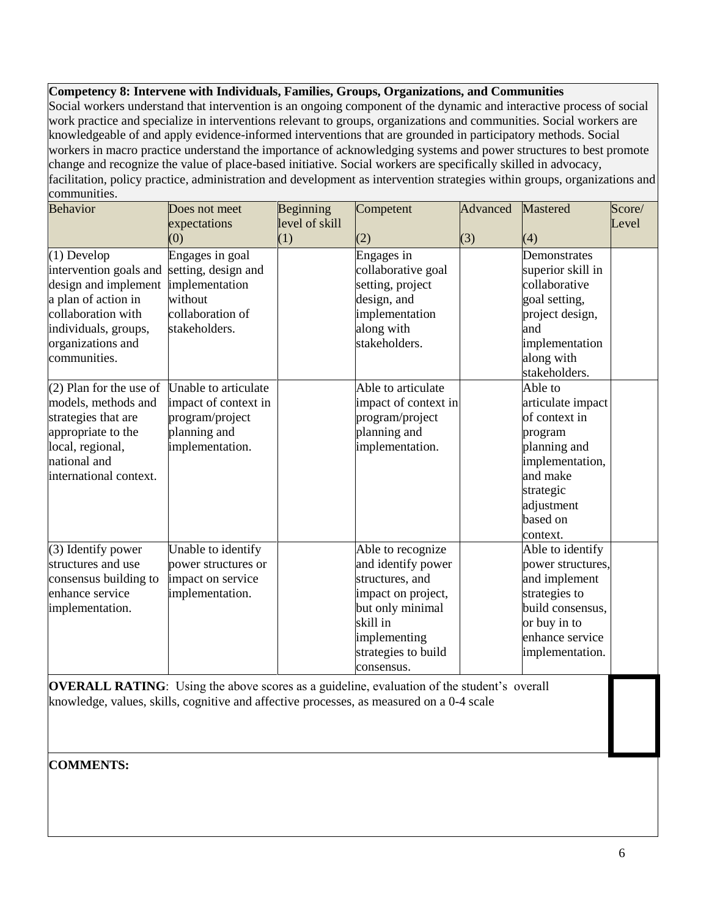**Competency 8: Intervene with Individuals, Families, Groups, Organizations, and Communities**

Social workers understand that intervention is an ongoing component of the dynamic and interactive process of social work practice and specialize in interventions relevant to groups, organizations and communities. Social workers are knowledgeable of and apply evidence-informed interventions that are grounded in participatory methods. Social workers in macro practice understand the importance of acknowledging systems and power structures to best promote change and recognize the value of place-based initiative. Social workers are specifically skilled in advocacy, facilitation, policy practice, administration and development as intervention strategies within groups, organizations and communities.

| Behavior | Does not meet expectations (0) | Beginning level of skill (1) | Competent (2) | Advanced (3) | Mastered (4) | Score/ Level |
|---|---|---|---|---|---|---|
| (1) Develop intervention goals and design and implement a plan of action in collaboration with individuals, groups, organizations and communities. | Engages in goal setting, design and implementation without collaboration of stakeholders. | | Engages in collaborative goal setting, project design, and implementation along with stakeholders. | | Demonstrates superior skill in collaborative goal setting, project design, and implementation along with stakeholders. | |
| (2) Plan for the use of models, methods and strategies that are appropriate to the local, regional, national and international context. | Unable to articulate impact of context in program/project planning and implementation. | | Able to articulate impact of context in program/project planning and implementation. | | Able to articulate impact of context in program planning and implementation, and make strategic adjustment based on context. | |
| (3) Identify power structures and use consensus building to enhance service implementation. | Unable to identify power structures or impact on service implementation. | | Able to recognize and identify power structures, and impact on project, but only minimal skill in implementing strategies to build consensus. | | Able to identify power structures, and implement strategies to build consensus, or buy in to enhance service implementation. | |

**OVERALL RATING**: Using the above scores as a guideline, evaluation of the student's overall knowledge, values, skills, cognitive and affective processes, as measured on a 0-4 scale

**COMMENTS:**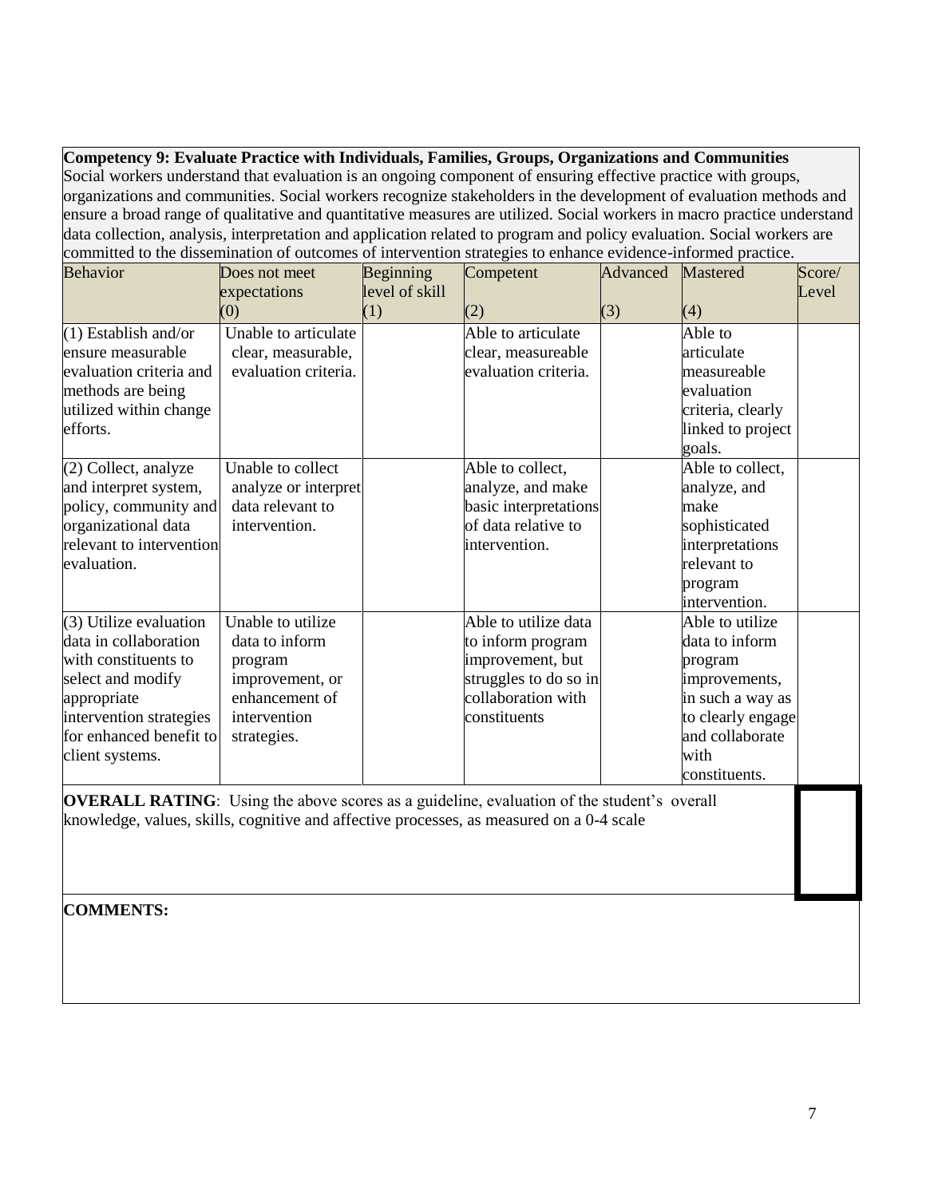**Competency 9: Evaluate Practice with Individuals, Families, Groups, Organizations and Communities**

Social workers understand that evaluation is an ongoing component of ensuring effective practice with groups, organizations and communities. Social workers recognize stakeholders in the development of evaluation methods and ensure a broad range of qualitative and quantitative measures are utilized. Social workers in macro practice understand data collection, analysis, interpretation and application related to program and policy evaluation. Social workers are committed to the dissemination of outcomes of intervention strategies to enhance evidence-informed practice.

| Behavior | Does not meet expectations (0) | Beginning level of skill (1) | Competent (2) | Advanced (3) | Mastered (4) | Score/ Level |
|---|---|---|---|---|---|---|
| (1) Establish and/or ensure measurable evaluation criteria and methods are being utilized within change efforts. | Unable to articulate clear, measurable, evaluation criteria. | | Able to articulate clear, measureable evaluation criteria. | | Able to articulate measureable evaluation criteria, clearly linked to project goals. | |
| (2) Collect, analyze and interpret system, policy, community and organizational data relevant to intervention evaluation. | Unable to collect analyze or interpret data relevant to intervention. | | Able to collect, analyze, and make basic interpretations of data relative to intervention. | | Able to collect, analyze, and make sophisticated interpretations relevant to program intervention. | |
| (3) Utilize evaluation data in collaboration with constituents to select and modify appropriate intervention strategies for enhanced benefit to client systems. | Unable to utilize data to inform program improvement, or enhancement of intervention strategies. | | Able to utilize data to inform program improvement, but struggles to do so in collaboration with constituents | | Able to utilize data to inform program improvements, in such a way as to clearly engage and collaborate with constituents. | |

**OVERALL RATING**: Using the above scores as a guideline, evaluation of the student's overall knowledge, values, skills, cognitive and affective processes, as measured on a 0-4 scale

**COMMENTS:**